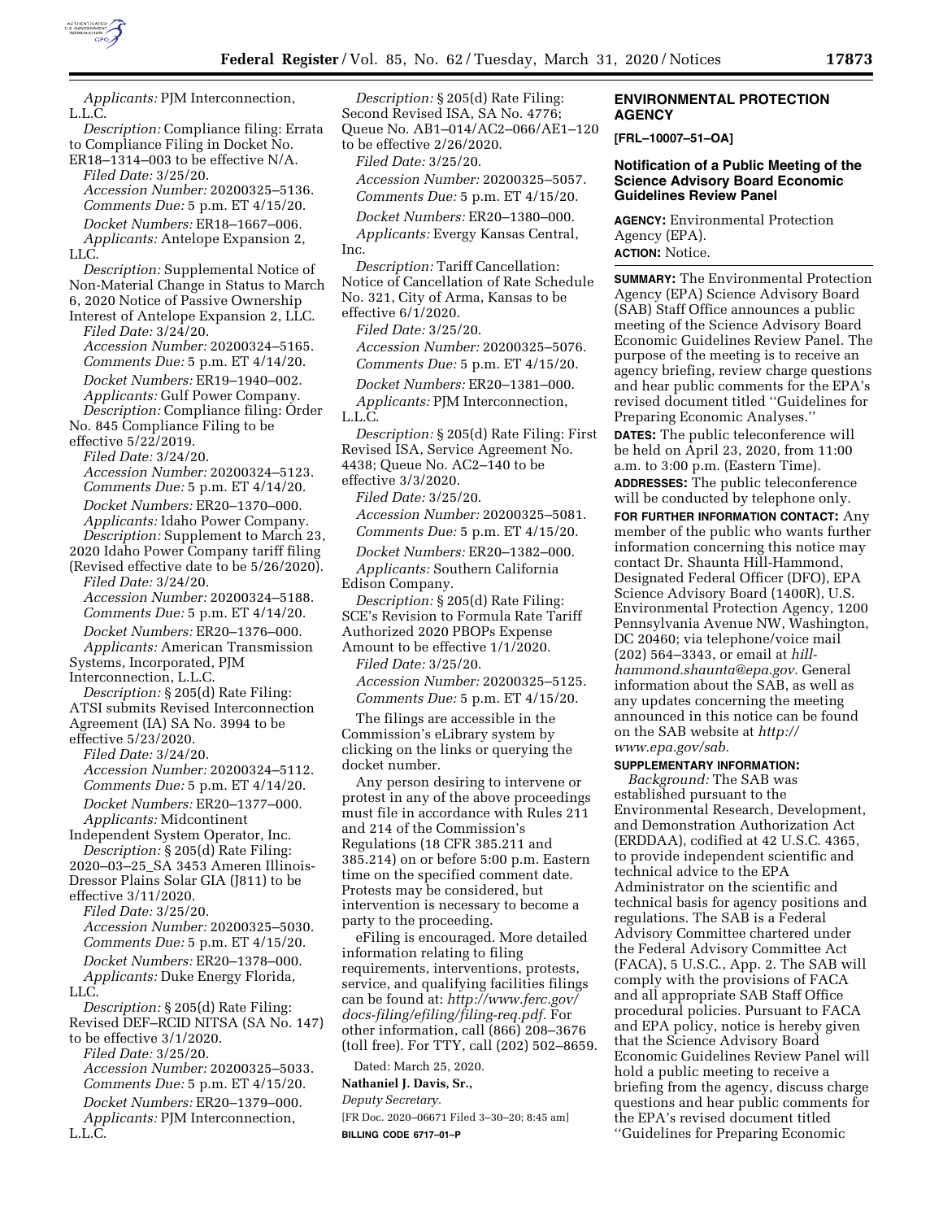*Applicants:* PJM Interconnection, L.L.C.

*Description:* Compliance filing: Errata to Compliance Filing in Docket No. ER18–1314–003 to be effective N/A.

*Filed Date:* 3/25/20.

*Accession Number:* 20200325–5136.

*Comments Due:* 5 p.m. ET 4/15/20.

*Docket Numbers:* ER18–1667–006.

*Applicants:* Antelope Expansion 2, LLC.

*Description:* Supplemental Notice of Non-Material Change in Status to March 6, 2020 Notice of Passive Ownership Interest of Antelope Expansion 2, LLC.

*Filed Date:* 3/24/20.

*Accession Number:* 20200324–5165.

*Comments Due:* 5 p.m. ET 4/14/20.

*Docket Numbers:* ER19–1940–002.

*Applicants:* Gulf Power Company.

*Description:* Compliance filing: Order No. 845 Compliance Filing to be effective 5/22/2019.

*Filed Date:* 3/24/20.

*Accession Number:* 20200324–5123.

*Comments Due:* 5 p.m. ET 4/14/20.

*Docket Numbers:* ER20–1370–000.

*Applicants:* Idaho Power Company.

*Description:* Supplement to March 23, 2020 Idaho Power Company tariff filing (Revised effective date to be 5/26/2020).

*Filed Date:* 3/24/20.

*Accession Number:* 20200324–5188.

*Comments Due:* 5 p.m. ET 4/14/20.

*Docket Numbers:* ER20–1376–000.

*Applicants:* American Transmission Systems, Incorporated, PJM Interconnection, L.L.C.

*Description:* § 205(d) Rate Filing: ATSI submits Revised Interconnection Agreement (IA) SA No. 3994 to be effective 5/23/2020.

*Filed Date:* 3/24/20.

*Accession Number:* 20200324–5112.

*Comments Due:* 5 p.m. ET 4/14/20.

*Docket Numbers:* ER20–1377–000.

*Applicants:* Midcontinent Independent System Operator, Inc.

*Description:* § 205(d) Rate Filing: 2020–03–25_SA 3453 Ameren Illinois-Dressor Plains Solar GIA (J811) to be effective 3/11/2020.

*Filed Date:* 3/25/20.

*Accession Number:* 20200325–5030.

*Comments Due:* 5 p.m. ET 4/15/20.

*Docket Numbers:* ER20–1378–000.

*Applicants:* Duke Energy Florida, LLC.

*Description:* § 205(d) Rate Filing: Revised DEF–RCID NITSA (SA No. 147) to be effective 3/1/2020.

*Filed Date:* 3/25/20.

*Accession Number:* 20200325–5033.

*Comments Due:* 5 p.m. ET 4/15/20.

*Docket Numbers:* ER20–1379–000.

*Applicants:* PJM Interconnection, L.L.C.

*Description:* § 205(d) Rate Filing: Second Revised ISA, SA No. 4776; Queue No. AB1–014/AC2–066/AE1–120 to be effective 2/26/2020.

*Filed Date:* 3/25/20.

*Accession Number:* 20200325–5057.

*Comments Due:* 5 p.m. ET 4/15/20.

*Docket Numbers:* ER20–1380–000.

*Applicants:* Evergy Kansas Central, Inc.

*Description:* Tariff Cancellation: Notice of Cancellation of Rate Schedule No. 321, City of Arma, Kansas to be effective 6/1/2020.

*Filed Date:* 3/25/20.

*Accession Number:* 20200325–5076.

*Comments Due:* 5 p.m. ET 4/15/20.

*Docket Numbers:* ER20–1381–000.

*Applicants:* PJM Interconnection, L.L.C.

*Description:* § 205(d) Rate Filing: First Revised ISA, Service Agreement No. 4438; Queue No. AC2–140 to be effective 3/3/2020.

*Filed Date:* 3/25/20.

*Accession Number:* 20200325–5081.

*Comments Due:* 5 p.m. ET 4/15/20.

*Docket Numbers:* ER20–1382–000.

*Applicants:* Southern California Edison Company.

*Description:* § 205(d) Rate Filing: SCE's Revision to Formula Rate Tariff Authorized 2020 PBOPs Expense Amount to be effective 1/1/2020.

*Filed Date:* 3/25/20.

*Accession Number:* 20200325–5125.

*Comments Due:* 5 p.m. ET 4/15/20.

The filings are accessible in the Commission's eLibrary system by clicking on the links or querying the docket number.

Any person desiring to intervene or protest in any of the above proceedings must file in accordance with Rules 211 and 214 of the Commission's Regulations (18 CFR 385.211 and 385.214) on or before 5:00 p.m. Eastern time on the specified comment date. Protests may be considered, but intervention is necessary to become a party to the proceeding.

eFiling is encouraged. More detailed information relating to filing requirements, interventions, protests, service, and qualifying facilities filings can be found at: *http://www.ferc.gov/docs-filing/efiling/filing-req.pdf.* For other information, call (866) 208–3676 (toll free). For TTY, call (202) 502–8659.

Dated: March 25, 2020.

**Nathaniel J. Davis, Sr.,**

*Deputy Secretary.*

[FR Doc. 2020–06671 Filed 3–30–20; 8:45 am]

**BILLING CODE 6717–01–P**

## ENVIRONMENTAL PROTECTION AGENCY

**[FRL–10007–51–OA]**

### Notification of a Public Meeting of the Science Advisory Board Economic Guidelines Review Panel

**AGENCY:** Environmental Protection Agency (EPA).

**ACTION:** Notice.

**SUMMARY:** The Environmental Protection Agency (EPA) Science Advisory Board (SAB) Staff Office announces a public meeting of the Science Advisory Board Economic Guidelines Review Panel. The purpose of the meeting is to receive an agency briefing, review charge questions and hear public comments for the EPA's revised document titled ''Guidelines for Preparing Economic Analyses.''

**DATES:** The public teleconference will be held on April 23, 2020, from 11:00 a.m. to 3:00 p.m. (Eastern Time).

**ADDRESSES:** The public teleconference will be conducted by telephone only.

**FOR FURTHER INFORMATION CONTACT:** Any member of the public who wants further information concerning this notice may contact Dr. Shaunta Hill-Hammond, Designated Federal Officer (DFO), EPA Science Advisory Board (1400R), U.S. Environmental Protection Agency, 1200 Pennsylvania Avenue NW, Washington, DC 20460; via telephone/voice mail (202) 564–3343, or email at *hill-hammond.shaunta@epa.gov.* General information about the SAB, as well as any updates concerning the meeting announced in this notice can be found on the SAB website at *http://www.epa.gov/sab.*

**SUPPLEMENTARY INFORMATION:**

*Background:* The SAB was established pursuant to the Environmental Research, Development, and Demonstration Authorization Act (ERDDAA), codified at 42 U.S.C. 4365, to provide independent scientific and technical advice to the EPA Administrator on the scientific and technical basis for agency positions and regulations. The SAB is a Federal Advisory Committee chartered under the Federal Advisory Committee Act (FACA), 5 U.S.C., App. 2. The SAB will comply with the provisions of FACA and all appropriate SAB Staff Office procedural policies. Pursuant to FACA and EPA policy, notice is hereby given that the Science Advisory Board Economic Guidelines Review Panel will hold a public meeting to receive a briefing from the agency, discuss charge questions and hear public comments for the EPA's revised document titled ''Guidelines for Preparing Economic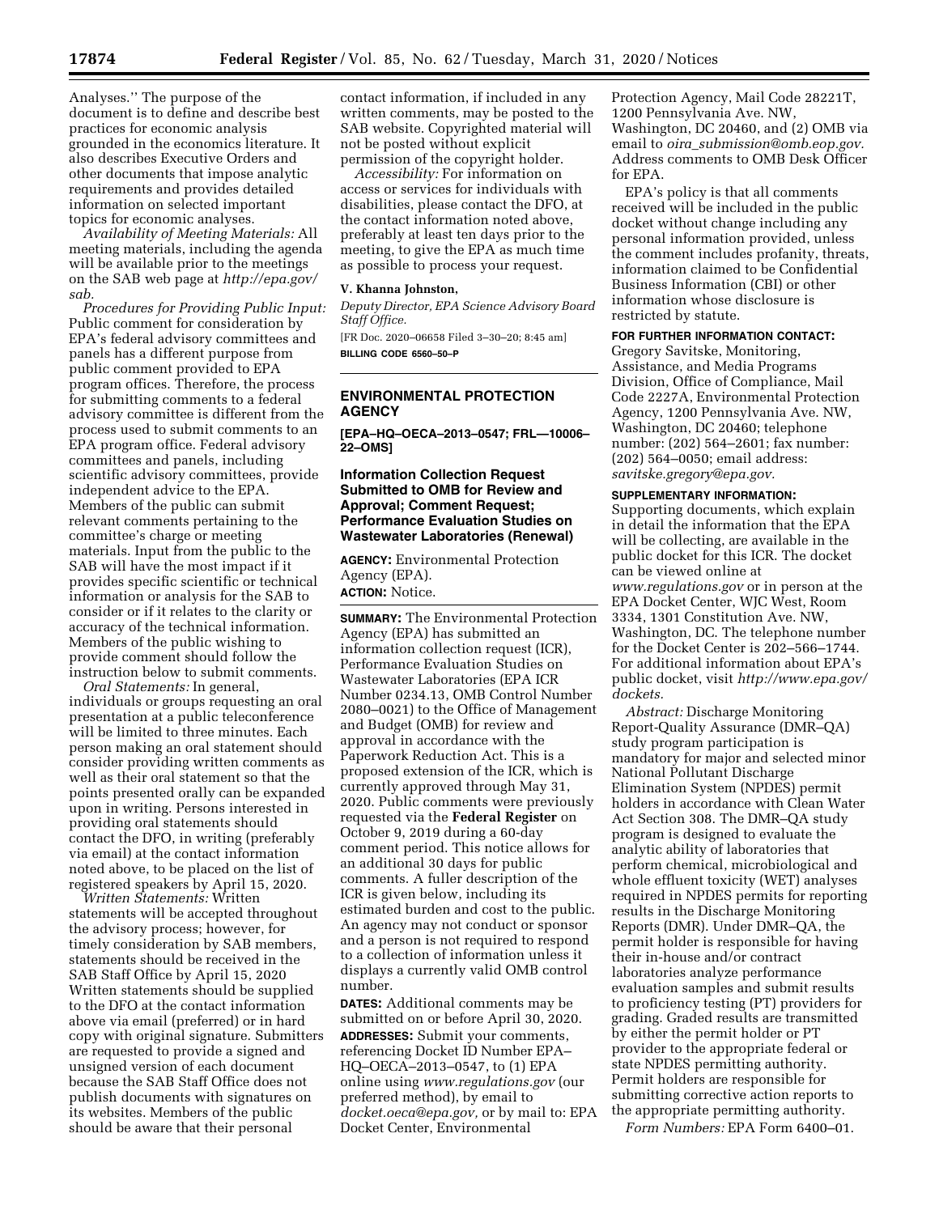Analyses.'' The purpose of the document is to define and describe best practices for economic analysis grounded in the economics literature. It also describes Executive Orders and other documents that impose analytic requirements and provides detailed information on selected important topics for economic analyses.

*Availability of Meeting Materials:* All meeting materials, including the agenda will be available prior to the meetings on the SAB web page at *http://epa.gov/sab.*

*Procedures for Providing Public Input:* Public comment for consideration by EPA's federal advisory committees and panels has a different purpose from public comment provided to EPA program offices. Therefore, the process for submitting comments to a federal advisory committee is different from the process used to submit comments to an EPA program office. Federal advisory committees and panels, including scientific advisory committees, provide independent advice to the EPA. Members of the public can submit relevant comments pertaining to the committee's charge or meeting materials. Input from the public to the SAB will have the most impact if it provides specific scientific or technical information or analysis for the SAB to consider or if it relates to the clarity or accuracy of the technical information. Members of the public wishing to provide comment should follow the instruction below to submit comments.

*Oral Statements:* In general, individuals or groups requesting an oral presentation at a public teleconference will be limited to three minutes. Each person making an oral statement should consider providing written comments as well as their oral statement so that the points presented orally can be expanded upon in writing. Persons interested in providing oral statements should contact the DFO, in writing (preferably via email) at the contact information noted above, to be placed on the list of registered speakers by April 15, 2020.

*Written Statements:* Written statements will be accepted throughout the advisory process; however, for timely consideration by SAB members, statements should be received in the SAB Staff Office by April 15, 2020 Written statements should be supplied to the DFO at the contact information above via email (preferred) or in hard copy with original signature. Submitters are requested to provide a signed and unsigned version of each document because the SAB Staff Office does not publish documents with signatures on its websites. Members of the public should be aware that their personal contact information, if included in any written comments, may be posted to the SAB website. Copyrighted material will not be posted without explicit permission of the copyright holder.

*Accessibility:* For information on access or services for individuals with disabilities, please contact the DFO, at the contact information noted above, preferably at least ten days prior to the meeting, to give the EPA as much time as possible to process your request.

**V. Khanna Johnston,**

*Deputy Director, EPA Science Advisory Board Staff Office.*

[FR Doc. 2020–06658 Filed 3–30–20; 8:45 am]

**BILLING CODE 6560–50–P**

## ENVIRONMENTAL PROTECTION AGENCY

**[EPA–HQ–OECA–2013–0547; FRL—10006–22–OMS]**

### Information Collection Request Submitted to OMB for Review and Approval; Comment Request; Performance Evaluation Studies on Wastewater Laboratories (Renewal)

**AGENCY:** Environmental Protection Agency (EPA).

**ACTION:** Notice.

**SUMMARY:** The Environmental Protection Agency (EPA) has submitted an information collection request (ICR), Performance Evaluation Studies on Wastewater Laboratories (EPA ICR Number 0234.13, OMB Control Number 2080–0021) to the Office of Management and Budget (OMB) for review and approval in accordance with the Paperwork Reduction Act. This is a proposed extension of the ICR, which is currently approved through May 31, 2020. Public comments were previously requested via the **Federal Register** on October 9, 2019 during a 60-day comment period. This notice allows for an additional 30 days for public comments. A fuller description of the ICR is given below, including its estimated burden and cost to the public. An agency may not conduct or sponsor and a person is not required to respond to a collection of information unless it displays a currently valid OMB control number.

**DATES:** Additional comments may be submitted on or before April 30, 2020.

**ADDRESSES:** Submit your comments, referencing Docket ID Number EPA–HQ–OECA–2013–0547, to (1) EPA online using *www.regulations.gov* (our preferred method), by email to *docket.oeca@epa.gov,* or by mail to: EPA Docket Center, Environmental Protection Agency, Mail Code 28221T, 1200 Pennsylvania Ave. NW, Washington, DC 20460, and (2) OMB via email to *oira_submission@omb.eop.gov.* Address comments to OMB Desk Officer for EPA.

EPA's policy is that all comments received will be included in the public docket without change including any personal information provided, unless the comment includes profanity, threats, information claimed to be Confidential Business Information (CBI) or other information whose disclosure is restricted by statute.

**FOR FURTHER INFORMATION CONTACT:** Gregory Savitske, Monitoring, Assistance, and Media Programs Division, Office of Compliance, Mail Code 2227A, Environmental Protection Agency, 1200 Pennsylvania Ave. NW, Washington, DC 20460; telephone number: (202) 564–2601; fax number: (202) 564–0050; email address: *savitske.gregory@epa.gov.*

**SUPPLEMENTARY INFORMATION:** Supporting documents, which explain in detail the information that the EPA will be collecting, are available in the public docket for this ICR. The docket can be viewed online at *www.regulations.gov* or in person at the EPA Docket Center, WJC West, Room 3334, 1301 Constitution Ave. NW, Washington, DC. The telephone number for the Docket Center is 202–566–1744. For additional information about EPA's public docket, visit *http://www.epa.gov/dockets.*

*Abstract:* Discharge Monitoring Report-Quality Assurance (DMR–QA) study program participation is mandatory for major and selected minor National Pollutant Discharge Elimination System (NPDES) permit holders in accordance with Clean Water Act Section 308. The DMR–QA study program is designed to evaluate the analytic ability of laboratories that perform chemical, microbiological and whole effluent toxicity (WET) analyses required in NPDES permits for reporting results in the Discharge Monitoring Reports (DMR). Under DMR–QA, the permit holder is responsible for having their in-house and/or contract laboratories analyze performance evaluation samples and submit results to proficiency testing (PT) providers for grading. Graded results are transmitted by either the permit holder or PT provider to the appropriate federal or state NPDES permitting authority. Permit holders are responsible for submitting corrective action reports to the appropriate permitting authority.

*Form Numbers:* EPA Form 6400–01.